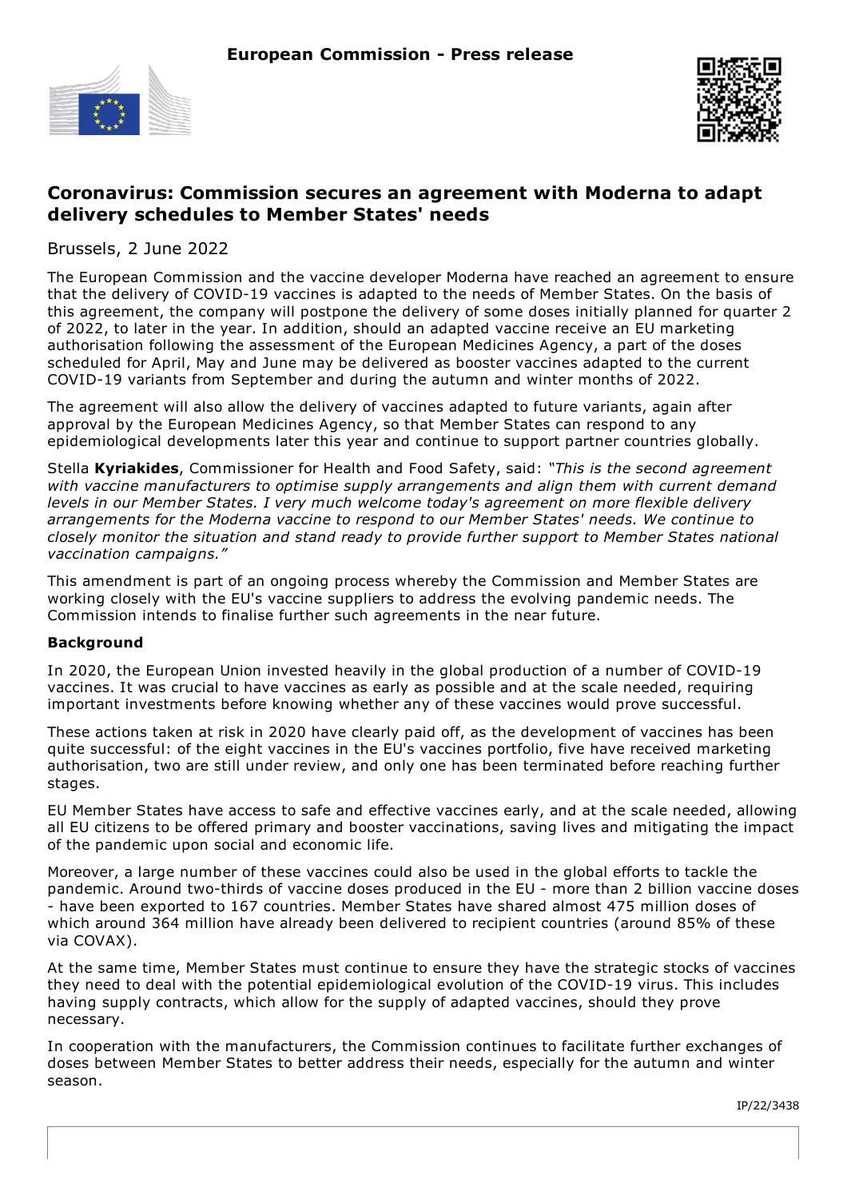**European Commission - Press release**

# Coronavirus: Commission secures an agreement with Moderna to adapt delivery schedules to Member States' needs

Brussels, 2 June 2022

The European Commission and the vaccine developer Moderna have reached an agreement to ensure that the delivery of COVID-19 vaccines is adapted to the needs of Member States. On the basis of this agreement, the company will postpone the delivery of some doses initially planned for quarter 2 of 2022, to later in the year. In addition, should an adapted vaccine receive an EU marketing authorisation following the assessment of the European Medicines Agency, a part of the doses scheduled for April, May and June may be delivered as booster vaccines adapted to the current COVID-19 variants from September and during the autumn and winter months of 2022.

The agreement will also allow the delivery of vaccines adapted to future variants, again after approval by the European Medicines Agency, so that Member States can respond to any epidemiological developments later this year and continue to support partner countries globally.

Stella **Kyriakides**, Commissioner for Health and Food Safety, said: *"This is the second agreement with vaccine manufacturers to optimise supply arrangements and align them with current demand levels in our Member States. I very much welcome today's agreement on more flexible delivery arrangements for the Moderna vaccine to respond to our Member States' needs. We continue to closely monitor the situation and stand ready to provide further support to Member States national vaccination campaigns."*

This amendment is part of an ongoing process whereby the Commission and Member States are working closely with the EU's vaccine suppliers to address the evolving pandemic needs. The Commission intends to finalise further such agreements in the near future.

**Background**

In 2020, the European Union invested heavily in the global production of a number of COVID-19 vaccines. It was crucial to have vaccines as early as possible and at the scale needed, requiring important investments before knowing whether any of these vaccines would prove successful.

These actions taken at risk in 2020 have clearly paid off, as the development of vaccines has been quite successful: of the eight vaccines in the EU's vaccines portfolio, five have received marketing authorisation, two are still under review, and only one has been terminated before reaching further stages.

EU Member States have access to safe and effective vaccines early, and at the scale needed, allowing all EU citizens to be offered primary and booster vaccinations, saving lives and mitigating the impact of the pandemic upon social and economic life.

Moreover, a large number of these vaccines could also be used in the global efforts to tackle the pandemic. Around two-thirds of vaccine doses produced in the EU - more than 2 billion vaccine doses - have been exported to 167 countries. Member States have shared almost 475 million doses of which around 364 million have already been delivered to recipient countries (around 85% of these via COVAX).

At the same time, Member States must continue to ensure they have the strategic stocks of vaccines they need to deal with the potential epidemiological evolution of the COVID-19 virus. This includes having supply contracts, which allow for the supply of adapted vaccines, should they prove necessary.

In cooperation with the manufacturers, the Commission continues to facilitate further exchanges of doses between Member States to better address their needs, especially for the autumn and winter season.

IP/22/3438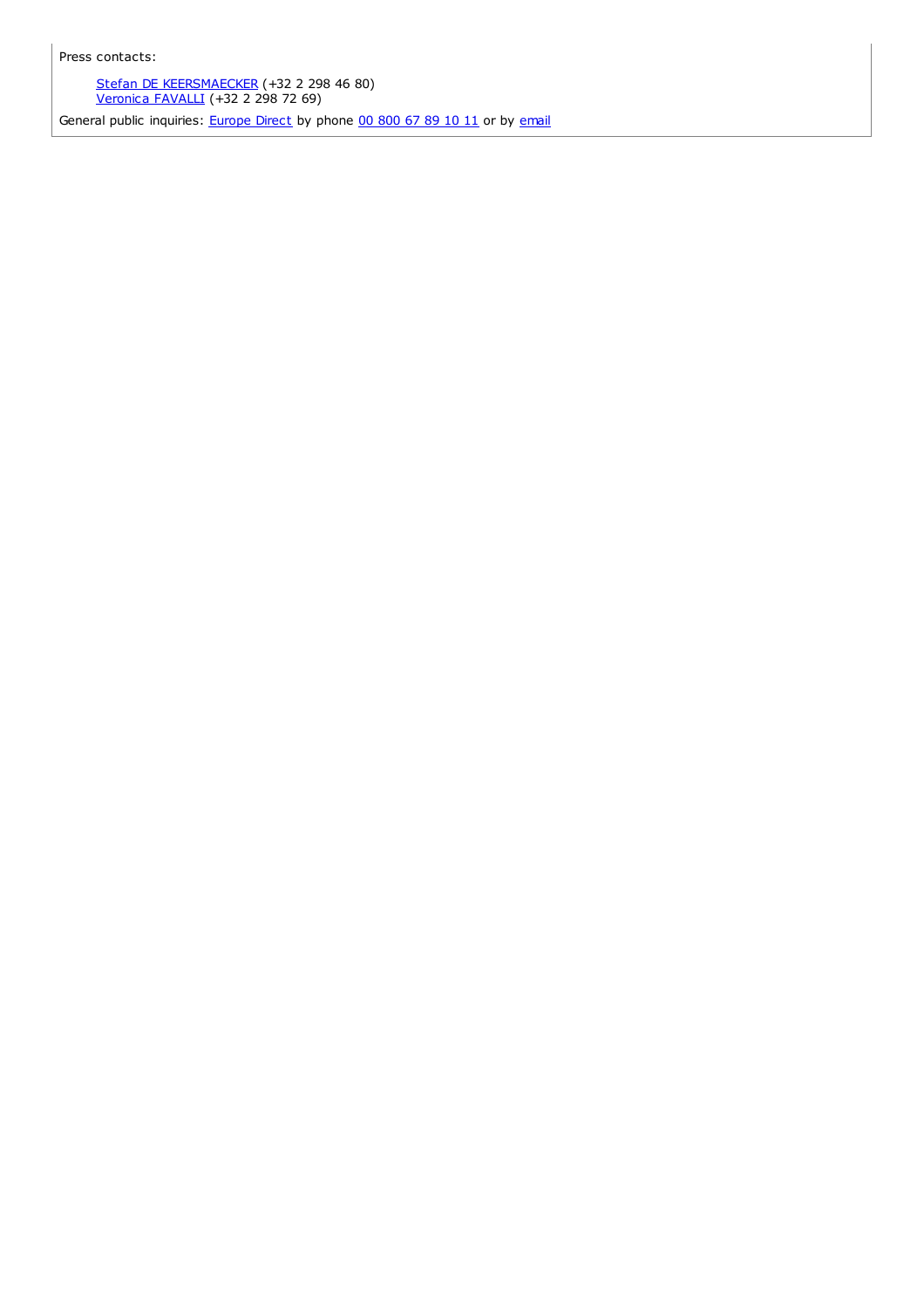Press contacts:

- Stefan DE KEERSMAECKER (+32 2 298 46 80)
- Veronica FAVALLI (+32 2 298 72 69)

General public inquiries: Europe Direct by phone 00 800 67 89 10 11 or by email